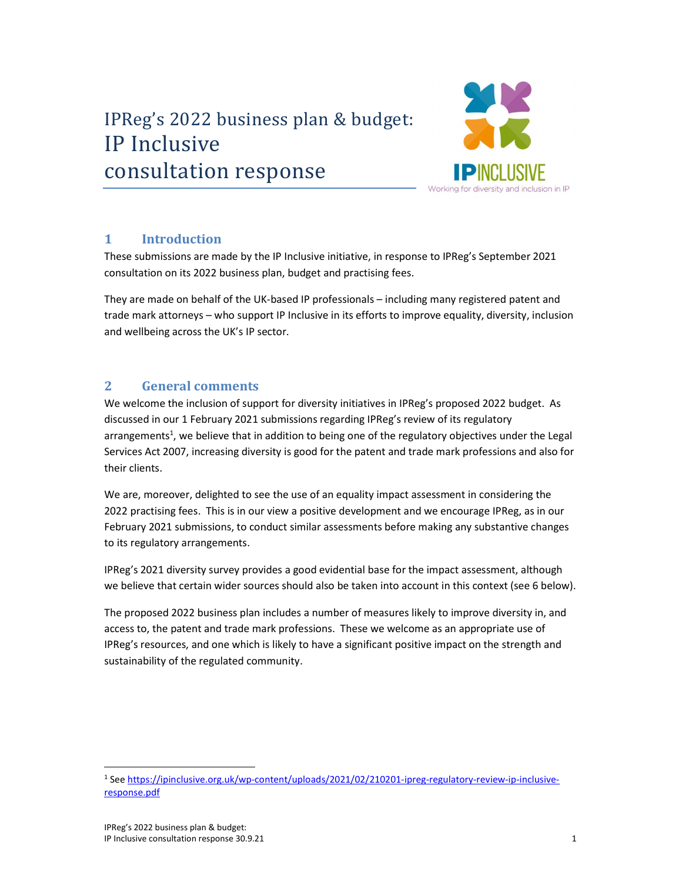# IPReg's 2022 business plan & budget: IP Inclusive consultation response

IPINCLUSIVE
Working for diversity and inclusion in IP

## 1 Introduction

These submissions are made by the IP Inclusive initiative, in response to IPReg's September 2021 consultation on its 2022 business plan, budget and practising fees.

They are made on behalf of the UK-based IP professionals – including many registered patent and trade mark attorneys – who support IP Inclusive in its efforts to improve equality, diversity, inclusion and wellbeing across the UK's IP sector.

## 2 General comments

We welcome the inclusion of support for diversity initiatives in IPReg's proposed 2022 budget. As discussed in our 1 February 2021 submissions regarding IPReg's review of its regulatory arrangements[1], we believe that in addition to being one of the regulatory objectives under the Legal Services Act 2007, increasing diversity is good for the patent and trade mark professions and also for their clients.

We are, moreover, delighted to see the use of an equality impact assessment in considering the 2022 practising fees. This is in our view a positive development and we encourage IPReg, as in our February 2021 submissions, to conduct similar assessments before making any substantive changes to its regulatory arrangements.

IPReg's 2021 diversity survey provides a good evidential base for the impact assessment, although we believe that certain wider sources should also be taken into account in this context (see 6 below).

The proposed 2022 business plan includes a number of measures likely to improve diversity in, and access to, the patent and trade mark professions. These we welcome as an appropriate use of IPReg's resources, and one which is likely to have a significant positive impact on the strength and sustainability of the regulated community.

---

[1] See https://ipinclusive.org.uk/wp-content/uploads/2021/02/210201-ipreg-regulatory-review-ip-inclusive-response.pdf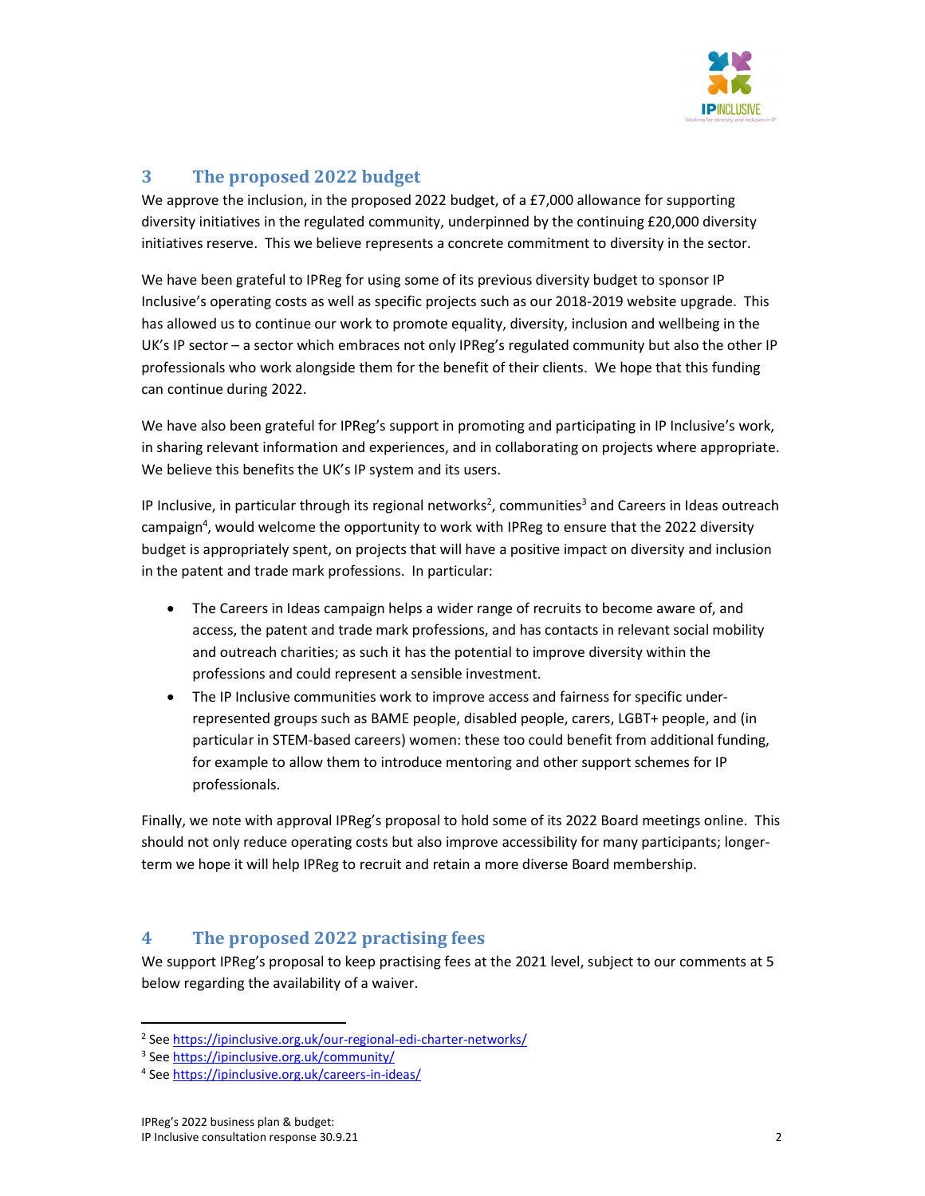## 3 The proposed 2022 budget

We approve the inclusion, in the proposed 2022 budget, of a £7,000 allowance for supporting diversity initiatives in the regulated community, underpinned by the continuing £20,000 diversity initiatives reserve. This we believe represents a concrete commitment to diversity in the sector.

We have been grateful to IPReg for using some of its previous diversity budget to sponsor IP Inclusive's operating costs as well as specific projects such as our 2018-2019 website upgrade. This has allowed us to continue our work to promote equality, diversity, inclusion and wellbeing in the UK's IP sector – a sector which embraces not only IPReg's regulated community but also the other IP professionals who work alongside them for the benefit of their clients. We hope that this funding can continue during 2022.

We have also been grateful for IPReg's support in promoting and participating in IP Inclusive's work, in sharing relevant information and experiences, and in collaborating on projects where appropriate. We believe this benefits the UK's IP system and its users.

IP Inclusive, in particular through its regional networks[2], communities[3] and Careers in Ideas outreach campaign[4], would welcome the opportunity to work with IPReg to ensure that the 2022 diversity budget is appropriately spent, on projects that will have a positive impact on diversity and inclusion in the patent and trade mark professions. In particular:

- The Careers in Ideas campaign helps a wider range of recruits to become aware of, and access, the patent and trade mark professions, and has contacts in relevant social mobility and outreach charities; as such it has the potential to improve diversity within the professions and could represent a sensible investment.
- The IP Inclusive communities work to improve access and fairness for specific under-represented groups such as BAME people, disabled people, carers, LGBT+ people, and (in particular in STEM-based careers) women: these too could benefit from additional funding, for example to allow them to introduce mentoring and other support schemes for IP professionals.

Finally, we note with approval IPReg's proposal to hold some of its 2022 Board meetings online. This should not only reduce operating costs but also improve accessibility for many participants; longer-term we hope it will help IPReg to recruit and retain a more diverse Board membership.

## 4 The proposed 2022 practising fees

We support IPReg's proposal to keep practising fees at the 2021 level, subject to our comments at 5 below regarding the availability of a waiver.

---

[2] See https://ipinclusive.org.uk/our-regional-edi-charter-networks/

[3] See https://ipinclusive.org.uk/community/

[4] See https://ipinclusive.org.uk/careers-in-ideas/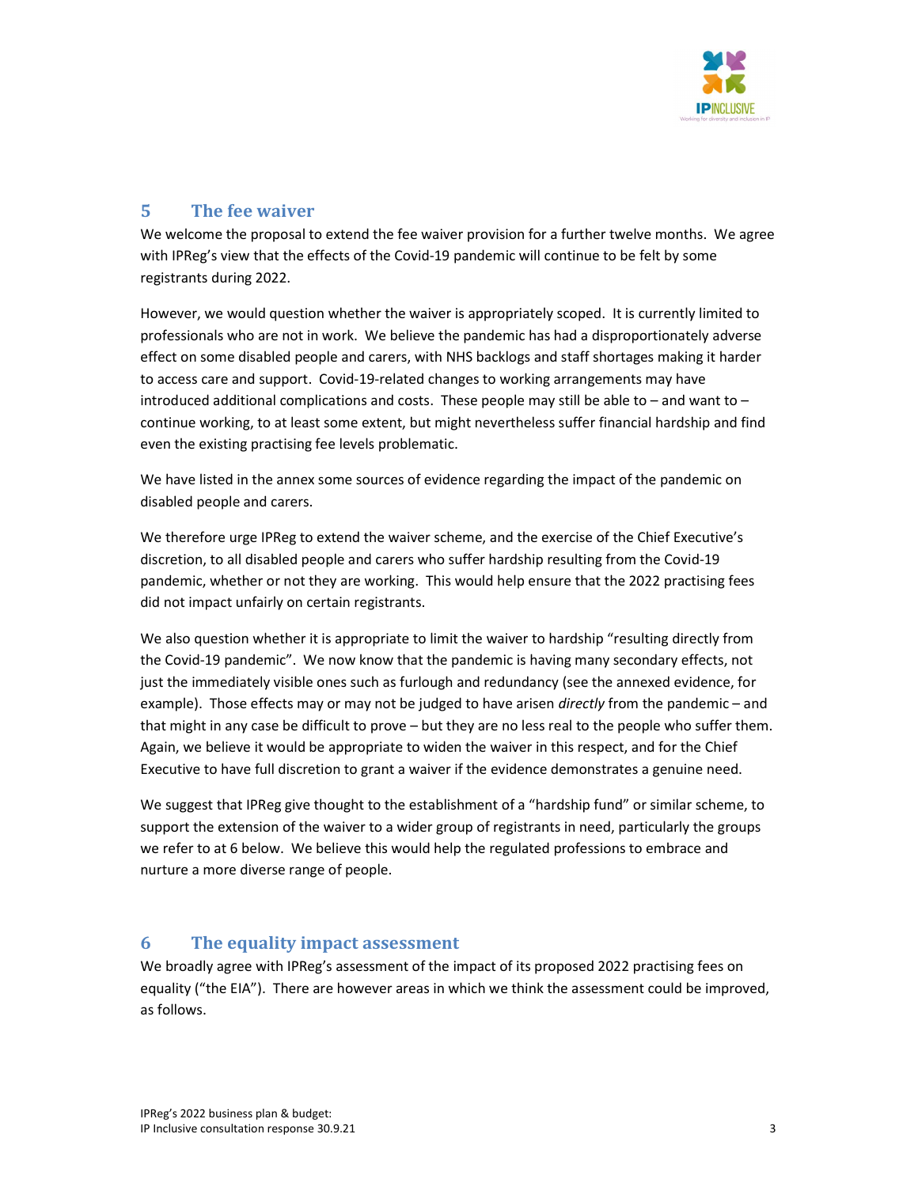## 5 The fee waiver

We welcome the proposal to extend the fee waiver provision for a further twelve months. We agree with IPReg's view that the effects of the Covid-19 pandemic will continue to be felt by some registrants during 2022.

However, we would question whether the waiver is appropriately scoped. It is currently limited to professionals who are not in work. We believe the pandemic has had a disproportionately adverse effect on some disabled people and carers, with NHS backlogs and staff shortages making it harder to access care and support. Covid-19-related changes to working arrangements may have introduced additional complications and costs. These people may still be able to – and want to – continue working, to at least some extent, but might nevertheless suffer financial hardship and find even the existing practising fee levels problematic.

We have listed in the annex some sources of evidence regarding the impact of the pandemic on disabled people and carers.

We therefore urge IPReg to extend the waiver scheme, and the exercise of the Chief Executive's discretion, to all disabled people and carers who suffer hardship resulting from the Covid-19 pandemic, whether or not they are working. This would help ensure that the 2022 practising fees did not impact unfairly on certain registrants.

We also question whether it is appropriate to limit the waiver to hardship "resulting directly from the Covid-19 pandemic". We now know that the pandemic is having many secondary effects, not just the immediately visible ones such as furlough and redundancy (see the annexed evidence, for example). Those effects may or may not be judged to have arisen *directly* from the pandemic – and that might in any case be difficult to prove – but they are no less real to the people who suffer them. Again, we believe it would be appropriate to widen the waiver in this respect, and for the Chief Executive to have full discretion to grant a waiver if the evidence demonstrates a genuine need.

We suggest that IPReg give thought to the establishment of a "hardship fund" or similar scheme, to support the extension of the waiver to a wider group of registrants in need, particularly the groups we refer to at 6 below. We believe this would help the regulated professions to embrace and nurture a more diverse range of people.

## 6 The equality impact assessment

We broadly agree with IPReg's assessment of the impact of its proposed 2022 practising fees on equality ("the EIA"). There are however areas in which we think the assessment could be improved, as follows.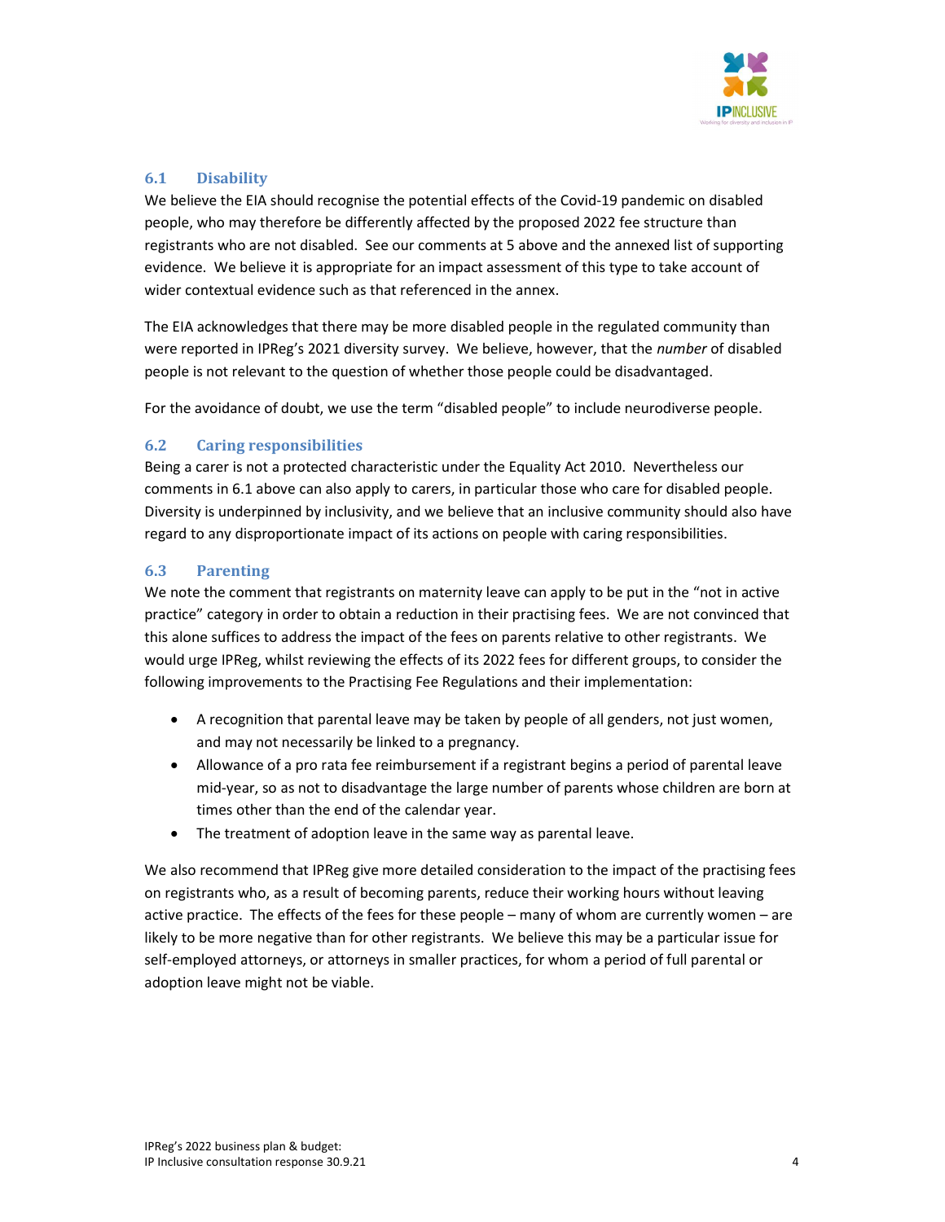### 6.1 Disability

We believe the EIA should recognise the potential effects of the Covid-19 pandemic on disabled people, who may therefore be differently affected by the proposed 2022 fee structure than registrants who are not disabled. See our comments at 5 above and the annexed list of supporting evidence. We believe it is appropriate for an impact assessment of this type to take account of wider contextual evidence such as that referenced in the annex.

The EIA acknowledges that there may be more disabled people in the regulated community than were reported in IPReg's 2021 diversity survey. We believe, however, that the *number* of disabled people is not relevant to the question of whether those people could be disadvantaged.

For the avoidance of doubt, we use the term "disabled people" to include neurodiverse people.

### 6.2 Caring responsibilities

Being a carer is not a protected characteristic under the Equality Act 2010. Nevertheless our comments in 6.1 above can also apply to carers, in particular those who care for disabled people. Diversity is underpinned by inclusivity, and we believe that an inclusive community should also have regard to any disproportionate impact of its actions on people with caring responsibilities.

### 6.3 Parenting

We note the comment that registrants on maternity leave can apply to be put in the "not in active practice" category in order to obtain a reduction in their practising fees. We are not convinced that this alone suffices to address the impact of the fees on parents relative to other registrants. We would urge IPReg, whilst reviewing the effects of its 2022 fees for different groups, to consider the following improvements to the Practising Fee Regulations and their implementation:

- A recognition that parental leave may be taken by people of all genders, not just women, and may not necessarily be linked to a pregnancy.
- Allowance of a pro rata fee reimbursement if a registrant begins a period of parental leave mid-year, so as not to disadvantage the large number of parents whose children are born at times other than the end of the calendar year.
- The treatment of adoption leave in the same way as parental leave.

We also recommend that IPReg give more detailed consideration to the impact of the practising fees on registrants who, as a result of becoming parents, reduce their working hours without leaving active practice. The effects of the fees for these people – many of whom are currently women – are likely to be more negative than for other registrants. We believe this may be a particular issue for self-employed attorneys, or attorneys in smaller practices, for whom a period of full parental or adoption leave might not be viable.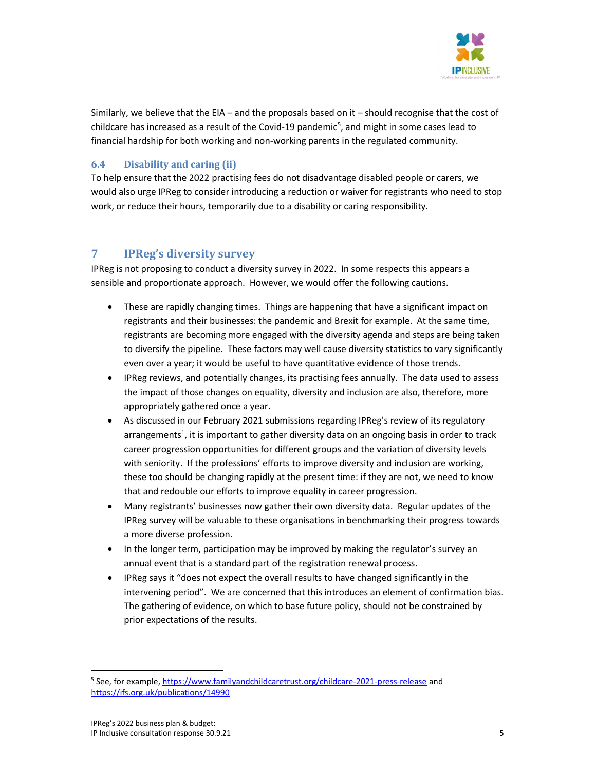Similarly, we believe that the EIA – and the proposals based on it – should recognise that the cost of childcare has increased as a result of the Covid-19 pandemic[5], and might in some cases lead to financial hardship for both working and non-working parents in the regulated community.

### 6.4 Disability and caring (ii)

To help ensure that the 2022 practising fees do not disadvantage disabled people or carers, we would also urge IPReg to consider introducing a reduction or waiver for registrants who need to stop work, or reduce their hours, temporarily due to a disability or caring responsibility.

## 7 IPReg's diversity survey

IPReg is not proposing to conduct a diversity survey in 2022. In some respects this appears a sensible and proportionate approach. However, we would offer the following cautions.

- These are rapidly changing times. Things are happening that have a significant impact on registrants and their businesses: the pandemic and Brexit for example. At the same time, registrants are becoming more engaged with the diversity agenda and steps are being taken to diversify the pipeline. These factors may well cause diversity statistics to vary significantly even over a year; it would be useful to have quantitative evidence of those trends.
- IPReg reviews, and potentially changes, its practising fees annually. The data used to assess the impact of those changes on equality, diversity and inclusion are also, therefore, more appropriately gathered once a year.
- As discussed in our February 2021 submissions regarding IPReg's review of its regulatory arrangements[1], it is important to gather diversity data on an ongoing basis in order to track career progression opportunities for different groups and the variation of diversity levels with seniority. If the professions' efforts to improve diversity and inclusion are working, these too should be changing rapidly at the present time: if they are not, we need to know that and redouble our efforts to improve equality in career progression.
- Many registrants' businesses now gather their own diversity data. Regular updates of the IPReg survey will be valuable to these organisations in benchmarking their progress towards a more diverse profession.
- In the longer term, participation may be improved by making the regulator's survey an annual event that is a standard part of the registration renewal process.
- IPReg says it "does not expect the overall results to have changed significantly in the intervening period". We are concerned that this introduces an element of confirmation bias. The gathering of evidence, on which to base future policy, should not be constrained by prior expectations of the results.

---

[5] See, for example, https://www.familyandchildcaretrust.org/childcare-2021-press-release and https://ifs.org.uk/publications/14990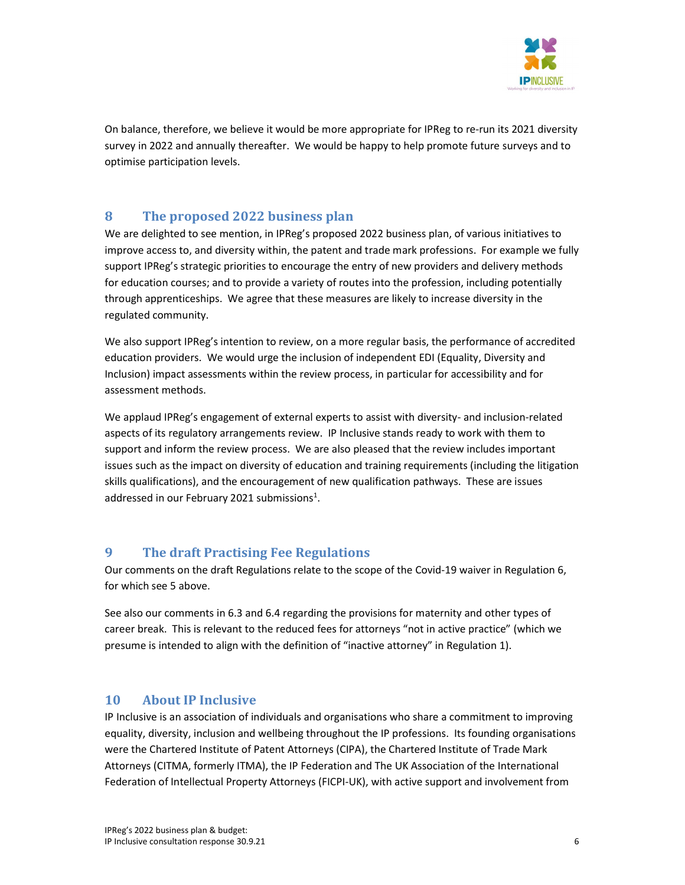On balance, therefore, we believe it would be more appropriate for IPReg to re-run its 2021 diversity survey in 2022 and annually thereafter. We would be happy to help promote future surveys and to optimise participation levels.

## 8 The proposed 2022 business plan

We are delighted to see mention, in IPReg's proposed 2022 business plan, of various initiatives to improve access to, and diversity within, the patent and trade mark professions. For example we fully support IPReg's strategic priorities to encourage the entry of new providers and delivery methods for education courses; and to provide a variety of routes into the profession, including potentially through apprenticeships. We agree that these measures are likely to increase diversity in the regulated community.

We also support IPReg's intention to review, on a more regular basis, the performance of accredited education providers. We would urge the inclusion of independent EDI (Equality, Diversity and Inclusion) impact assessments within the review process, in particular for accessibility and for assessment methods.

We applaud IPReg's engagement of external experts to assist with diversity- and inclusion-related aspects of its regulatory arrangements review. IP Inclusive stands ready to work with them to support and inform the review process. We are also pleased that the review includes important issues such as the impact on diversity of education and training requirements (including the litigation skills qualifications), and the encouragement of new qualification pathways. These are issues addressed in our February 2021 submissions[1].

## 9 The draft Practising Fee Regulations

Our comments on the draft Regulations relate to the scope of the Covid-19 waiver in Regulation 6, for which see 5 above.

See also our comments in 6.3 and 6.4 regarding the provisions for maternity and other types of career break. This is relevant to the reduced fees for attorneys "not in active practice" (which we presume is intended to align with the definition of "inactive attorney" in Regulation 1).

## 10 About IP Inclusive

IP Inclusive is an association of individuals and organisations who share a commitment to improving equality, diversity, inclusion and wellbeing throughout the IP professions. Its founding organisations were the Chartered Institute of Patent Attorneys (CIPA), the Chartered Institute of Trade Mark Attorneys (CITMA, formerly ITMA), the IP Federation and The UK Association of the International Federation of Intellectual Property Attorneys (FICPI-UK), with active support and involvement from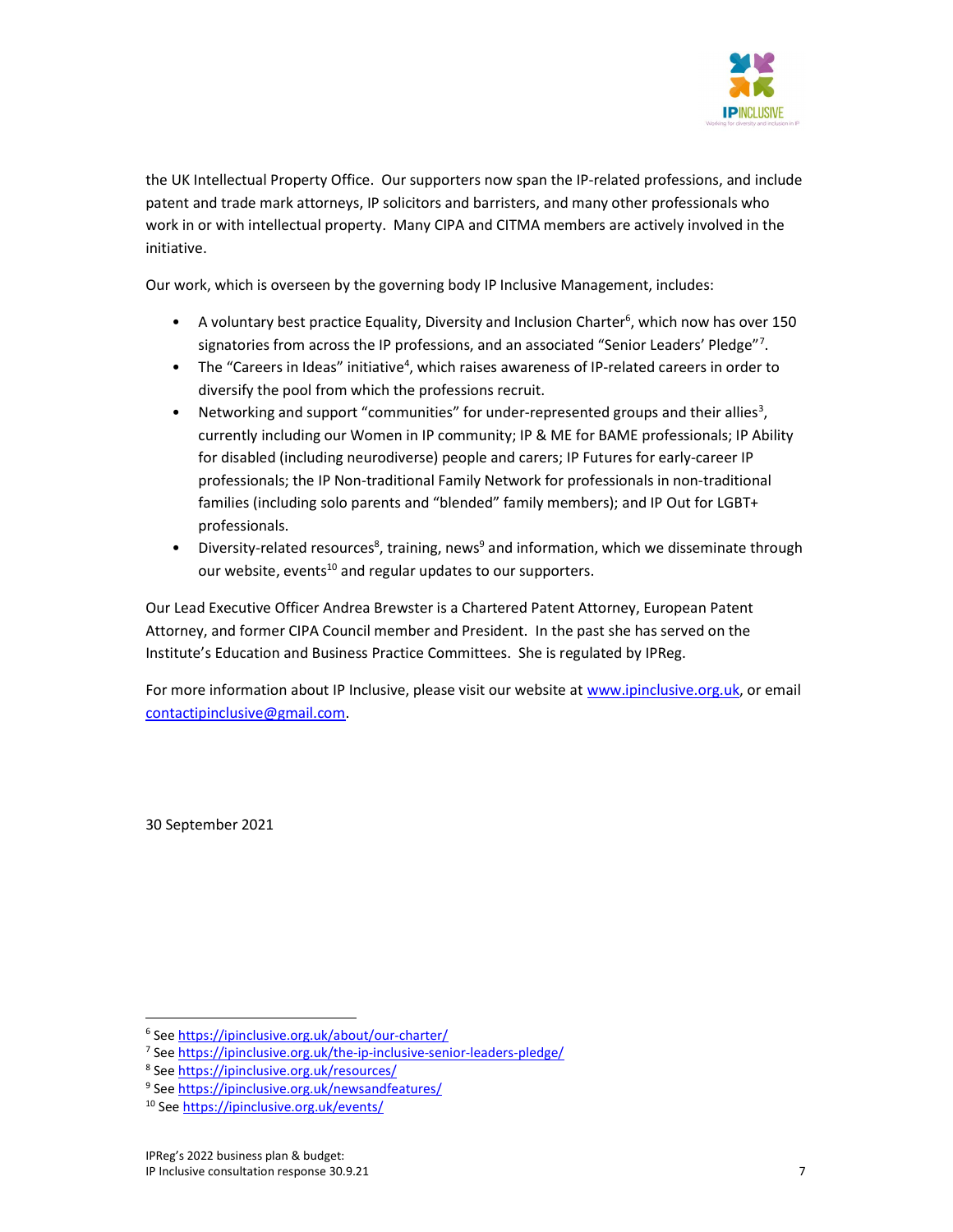the UK Intellectual Property Office. Our supporters now span the IP-related professions, and include patent and trade mark attorneys, IP solicitors and barristers, and many other professionals who work in or with intellectual property. Many CIPA and CITMA members are actively involved in the initiative.

Our work, which is overseen by the governing body IP Inclusive Management, includes:

- A voluntary best practice Equality, Diversity and Inclusion Charter[6], which now has over 150 signatories from across the IP professions, and an associated "Senior Leaders' Pledge"[7].
- The "Careers in Ideas" initiative[4], which raises awareness of IP-related careers in order to diversify the pool from which the professions recruit.
- Networking and support "communities" for under-represented groups and their allies[3], currently including our Women in IP community; IP & ME for BAME professionals; IP Ability for disabled (including neurodiverse) people and carers; IP Futures for early-career IP professionals; the IP Non-traditional Family Network for professionals in non-traditional families (including solo parents and "blended" family members); and IP Out for LGBT+ professionals.
- Diversity-related resources[8], training, news[9] and information, which we disseminate through our website, events[10] and regular updates to our supporters.

Our Lead Executive Officer Andrea Brewster is a Chartered Patent Attorney, European Patent Attorney, and former CIPA Council member and President. In the past she has served on the Institute's Education and Business Practice Committees. She is regulated by IPReg.

For more information about IP Inclusive, please visit our website at www.ipinclusive.org.uk, or email contactipinclusive@gmail.com.

30 September 2021

[6] See https://ipinclusive.org.uk/about/our-charter/

[7] See https://ipinclusive.org.uk/the-ip-inclusive-senior-leaders-pledge/

[8] See https://ipinclusive.org.uk/resources/

[9] See https://ipinclusive.org.uk/newsandfeatures/

[10] See https://ipinclusive.org.uk/events/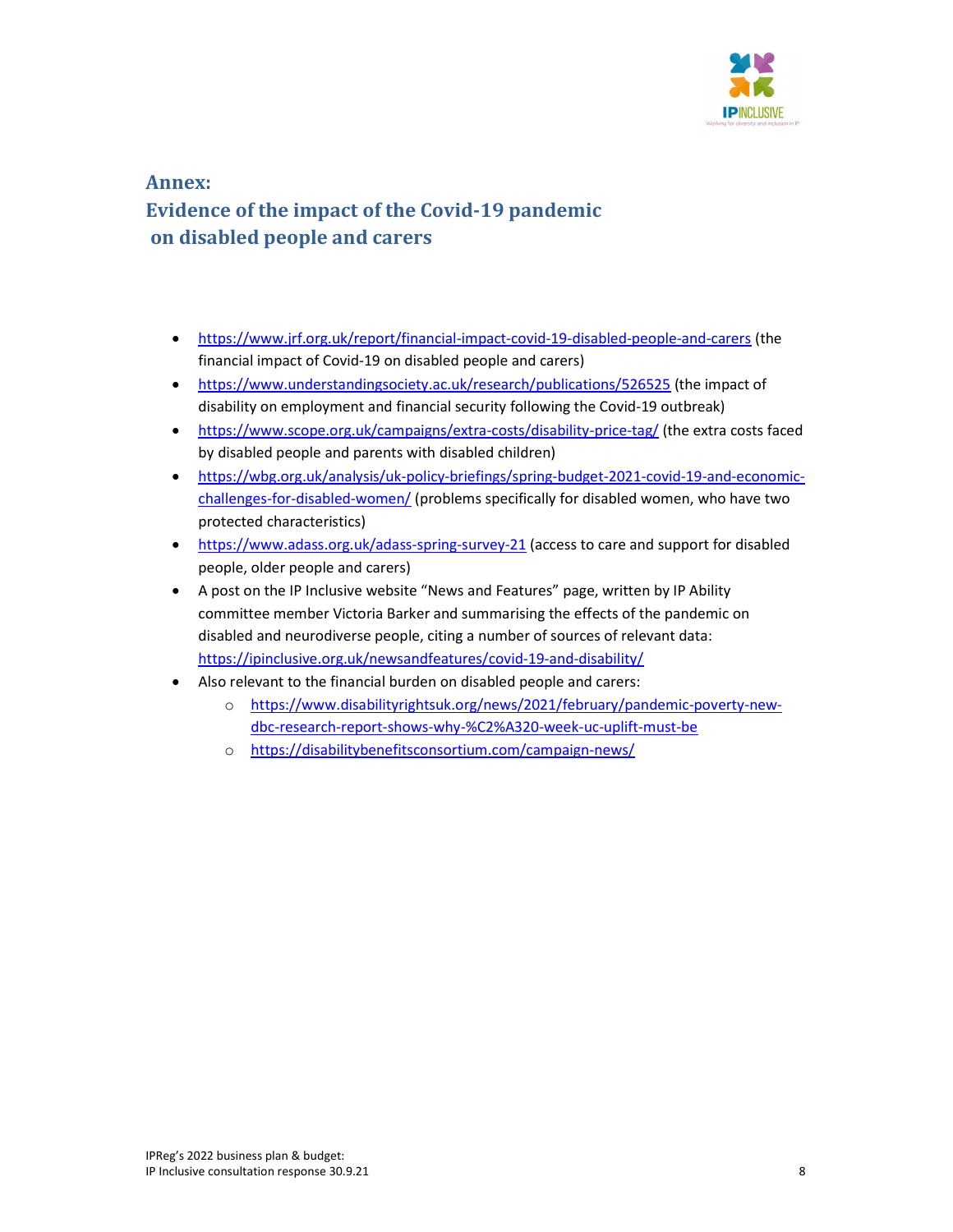## Annex:
## Evidence of the impact of the Covid-19 pandemic on disabled people and carers

- https://www.jrf.org.uk/report/financial-impact-covid-19-disabled-people-and-carers (the financial impact of Covid-19 on disabled people and carers)
- https://www.understandingsociety.ac.uk/research/publications/526525 (the impact of disability on employment and financial security following the Covid-19 outbreak)
- https://www.scope.org.uk/campaigns/extra-costs/disability-price-tag/ (the extra costs faced by disabled people and parents with disabled children)
- https://wbg.org.uk/analysis/uk-policy-briefings/spring-budget-2021-covid-19-and-economic-challenges-for-disabled-women/ (problems specifically for disabled women, who have two protected characteristics)
- https://www.adass.org.uk/adass-spring-survey-21 (access to care and support for disabled people, older people and carers)
- A post on the IP Inclusive website "News and Features" page, written by IP Ability committee member Victoria Barker and summarising the effects of the pandemic on disabled and neurodiverse people, citing a number of sources of relevant data: https://ipinclusive.org.uk/newsandfeatures/covid-19-and-disability/
- Also relevant to the financial burden on disabled people and carers:
  - https://www.disabilityrightsuk.org/news/2021/february/pandemic-poverty-new-dbc-research-report-shows-why-%C2%A320-week-uc-uplift-must-be
  - https://disabilitybenefitsconsortium.com/campaign-news/